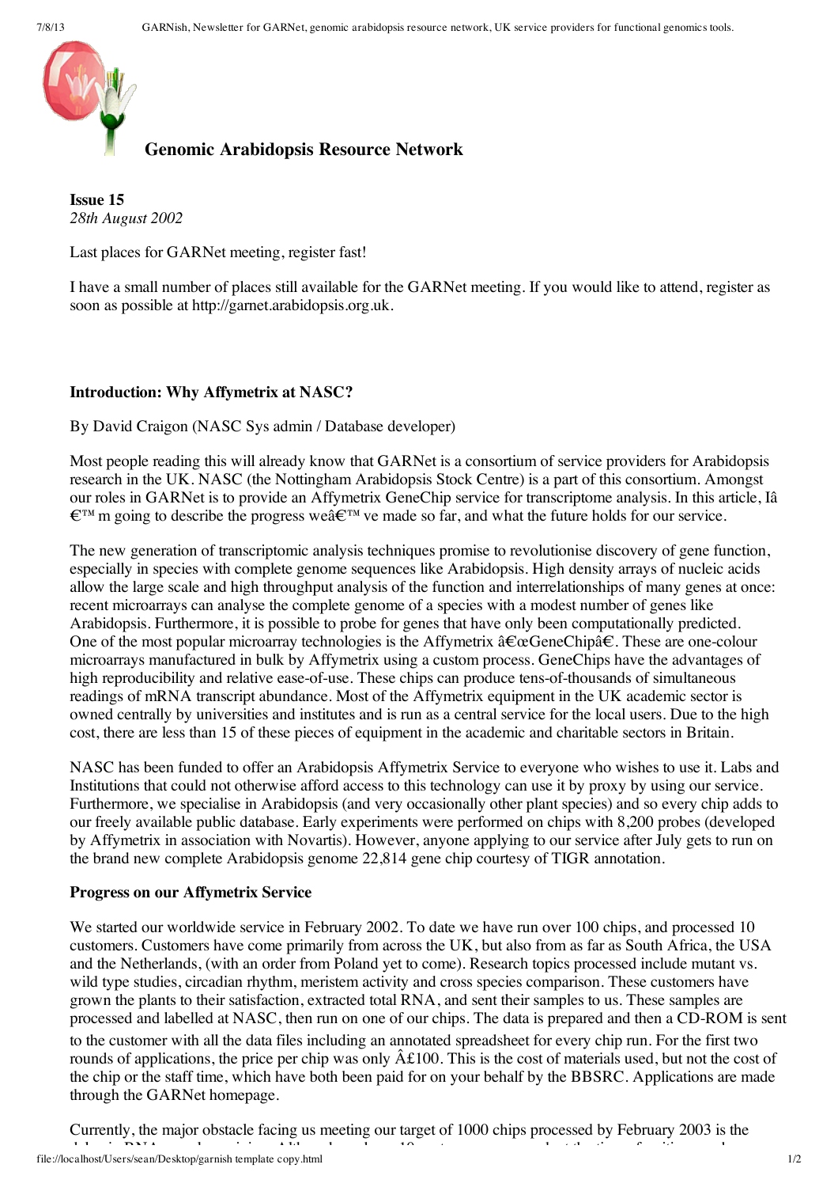## Genomic Arabidopsis Resource Network

**Issue 15**
*28th August 2002*

Last places for GARNet meeting, register fast!

I have a small number of places still available for the GARNet meeting. If you would like to attend, register as soon as possible at http://garnet.arabidopsis.org.uk.

### Introduction: Why Affymetrix at NASC?

By David Craigon (NASC Sys admin / Database developer)

Most people reading this will already know that GARNet is a consortium of service providers for Arabidopsis research in the UK. NASC (the Nottingham Arabidopsis Stock Centre) is a part of this consortium. Amongst our roles in GARNet is to provide an Affymetrix GeneChip service for transcriptome analysis. In this article, Iâ€™ m going to describe the progress weâ€™ ve made so far, and what the future holds for our service.

The new generation of transcriptomic analysis techniques promise to revolutionise discovery of gene function, especially in species with complete genome sequences like Arabidopsis. High density arrays of nucleic acids allow the large scale and high throughput analysis of the function and interrelationships of many genes at once: recent microarrays can analyse the complete genome of a species with a modest number of genes like Arabidopsis. Furthermore, it is possible to probe for genes that have only been computationally predicted. One of the most popular microarray technologies is the Affymetrix â€œGeneChipâ€. These are one-colour microarrays manufactured in bulk by Affymetrix using a custom process. GeneChips have the advantages of high reproducibility and relative ease-of-use. These chips can produce tens-of-thousands of simultaneous readings of mRNA transcript abundance. Most of the Affymetrix equipment in the UK academic sector is owned centrally by universities and institutes and is run as a central service for the local users. Due to the high cost, there are less than 15 of these pieces of equipment in the academic and charitable sectors in Britain.

NASC has been funded to offer an Arabidopsis Affymetrix Service to everyone who wishes to use it. Labs and Institutions that could not otherwise afford access to this technology can use it by proxy by using our service. Furthermore, we specialise in Arabidopsis (and very occasionally other plant species) and so every chip adds to our freely available public database. Early experiments were performed on chips with 8,200 probes (developed by Affymetrix in association with Novartis). However, anyone applying to our service after July gets to run on the brand new complete Arabidopsis genome 22,814 gene chip courtesy of TIGR annotation.

### Progress on our Affymetrix Service

We started our worldwide service in February 2002. To date we have run over 100 chips, and processed 10 customers. Customers have come primarily from across the UK, but also from as far as South Africa, the USA and the Netherlands, (with an order from Poland yet to come). Research topics processed include mutant vs. wild type studies, circadian rhythm, meristem activity and cross species comparison. These customers have grown the plants to their satisfaction, extracted total RNA, and sent their samples to us. These samples are processed and labelled at NASC, then run on one of our chips. The data is prepared and then a CD-ROM is sent to the customer with all the data files including an annotated spreadsheet for every chip run. For the first two rounds of applications, the price per chip was only Â£100. This is the cost of materials used, but not the cost of the chip or the staff time, which have both been paid for on your behalf by the BBSRC. Applications are made through the GARNet homepage.

Currently, the major obstacle facing us meeting our target of 1000 chips processed by February 2003 is the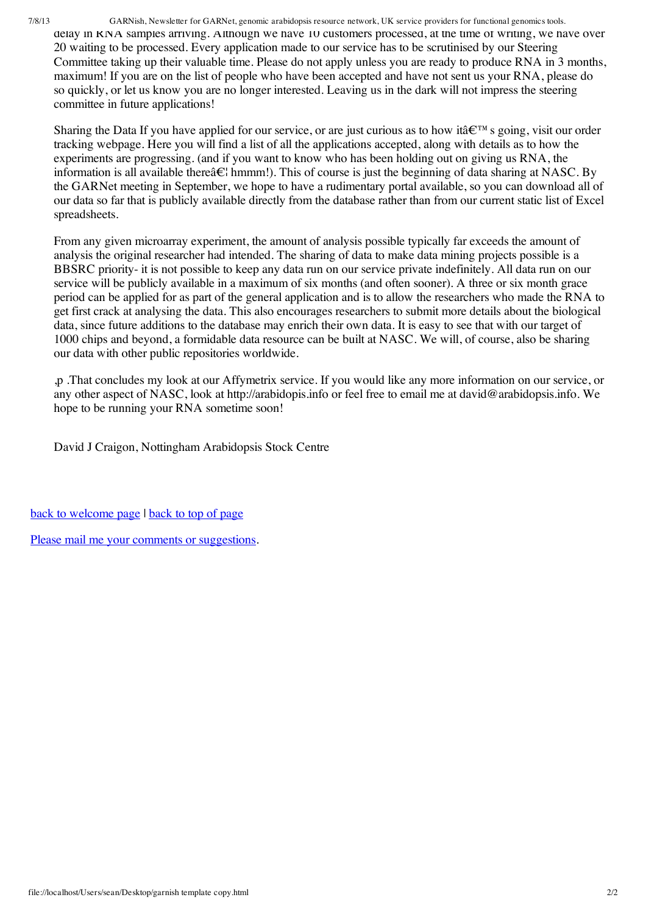delay in RNA samples arriving. Although we have 10 customers processed, at the time of writing, we have over 20 waiting to be processed. Every application made to our service has to be scrutinised by our Steering Committee taking up their valuable time. Please do not apply unless you are ready to produce RNA in 3 months, maximum! If you are on the list of people who have been accepted and have not sent us your RNA, please do so quickly, or let us know you are no longer interested. Leaving us in the dark will not impress the steering committee in future applications!

Sharing the Data If you have applied for our service, or are just curious as to how itâ€™s going, visit our order tracking webpage. Here you will find a list of all the applications accepted, along with details as to how the experiments are progressing. (and if you want to know who has been holding out on giving us RNA, the information is all available thereâ€¦ hmmm!). This of course is just the beginning of data sharing at NASC. By the GARNet meeting in September, we hope to have a rudimentary portal available, so you can download all of our data so far that is publicly available directly from the database rather than from our current static list of Excel spreadsheets.

From any given microarray experiment, the amount of analysis possible typically far exceeds the amount of analysis the original researcher had intended. The sharing of data to make data mining projects possible is a BBSRC priority- it is not possible to keep any data run on our service private indefinitely. All data run on our service will be publicly available in a maximum of six months (and often sooner). A three or six month grace period can be applied for as part of the general application and is to allow the researchers who made the RNA to get first crack at analysing the data. This also encourages researchers to submit more details about the biological data, since future additions to the database may enrich their own data. It is easy to see that with our target of 1000 chips and beyond, a formidable data resource can be built at NASC. We will, of course, also be sharing our data with other public repositories worldwide.

,p .That concludes my look at our Affymetrix service. If you would like any more information on our service, or any other aspect of NASC, look at http://arabidopis.info or feel free to email me at david@arabidopsis.info. We hope to be running your RNA sometime soon!

David J Craigon, Nottingham Arabidopsis Stock Centre

back to welcome page | back to top of page

Please mail me your comments or suggestions.